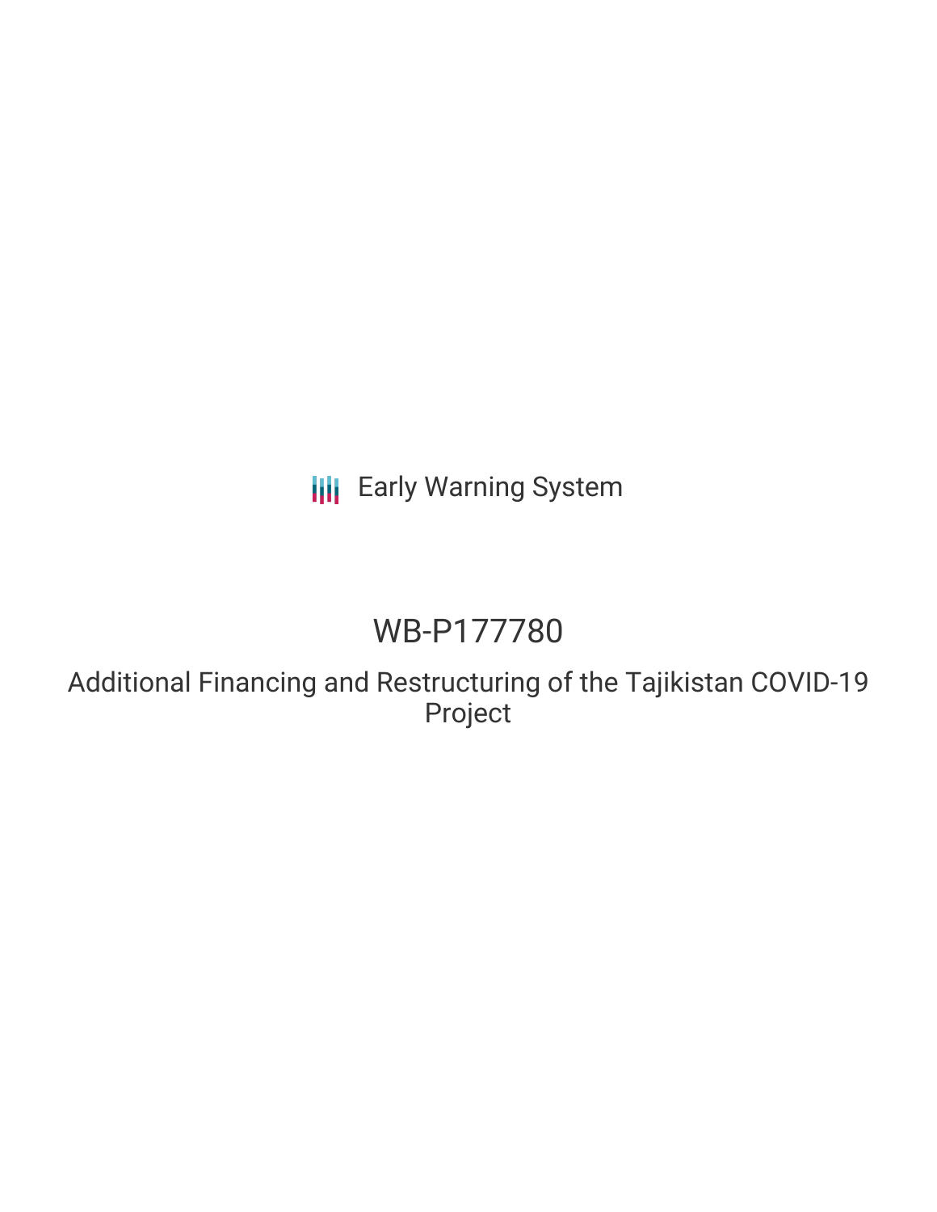Early Warning System

# WB-P177780

## Additional Financing and Restructuring of the Tajikistan COVID-19 Project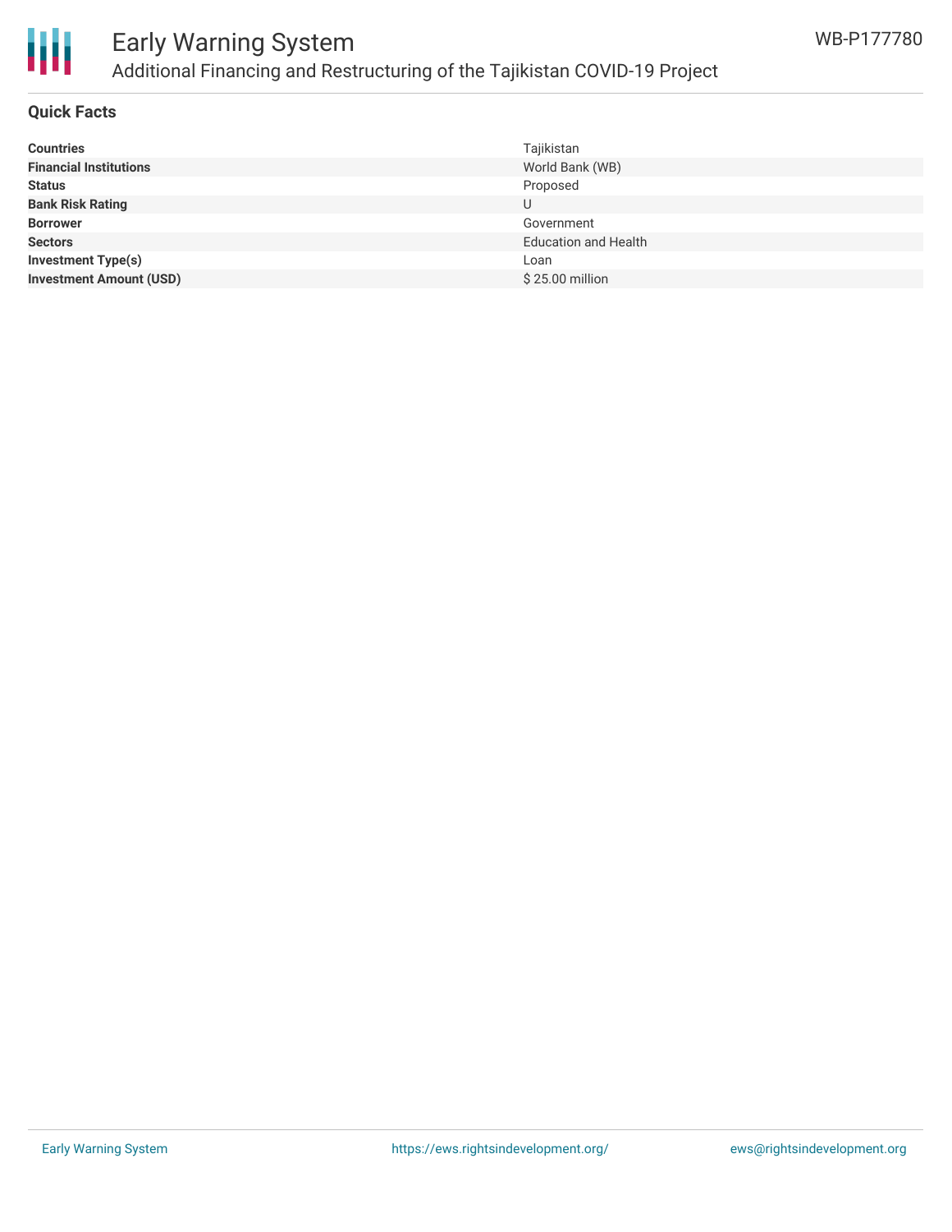# Early Warning System

## Additional Financing and Restructuring of the Tajikistan COVID-19 Project

WB-P177780

### Quick Facts

| | |
|---|---|
| **Countries** | Tajikistan |
| **Financial Institutions** | World Bank (WB) |
| **Status** | Proposed |
| **Bank Risk Rating** | U |
| **Borrower** | Government |
| **Sectors** | Education and Health |
| **Investment Type(s)** | Loan |
| **Investment Amount (USD)** | $ 25.00 million |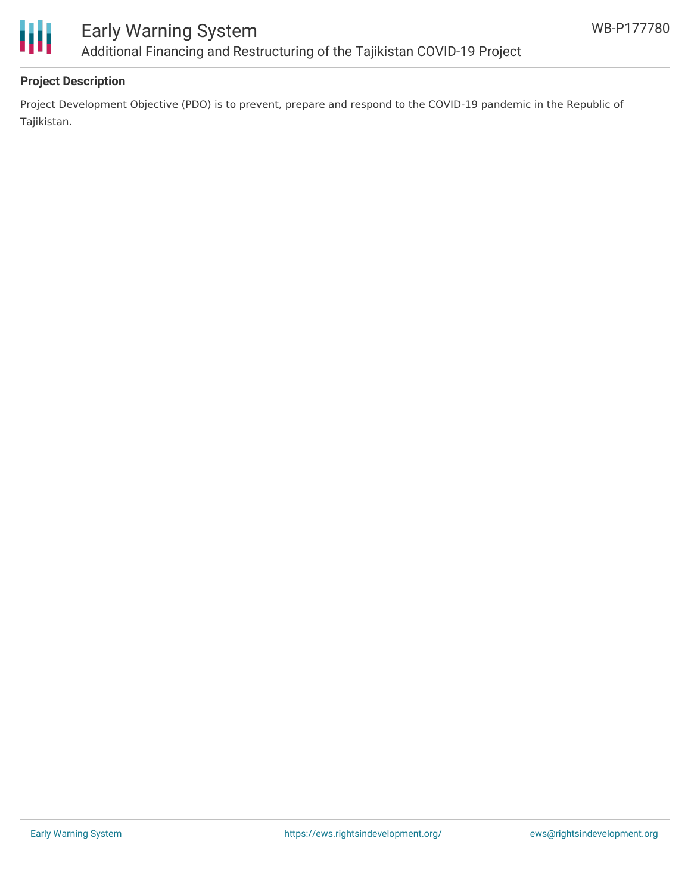**Project Description**

Project Development Objective (PDO) is to prevent, prepare and respond to the COVID-19 pandemic in the Republic of Tajikistan.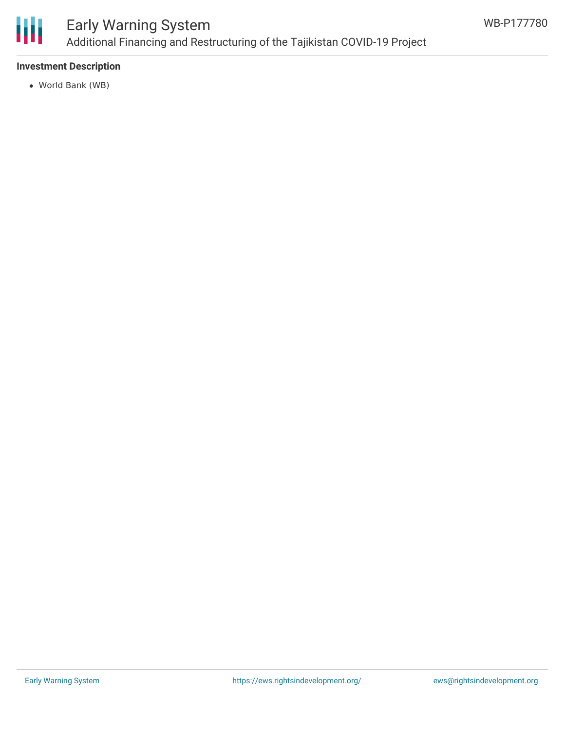**Investment Description**

- World Bank (WB)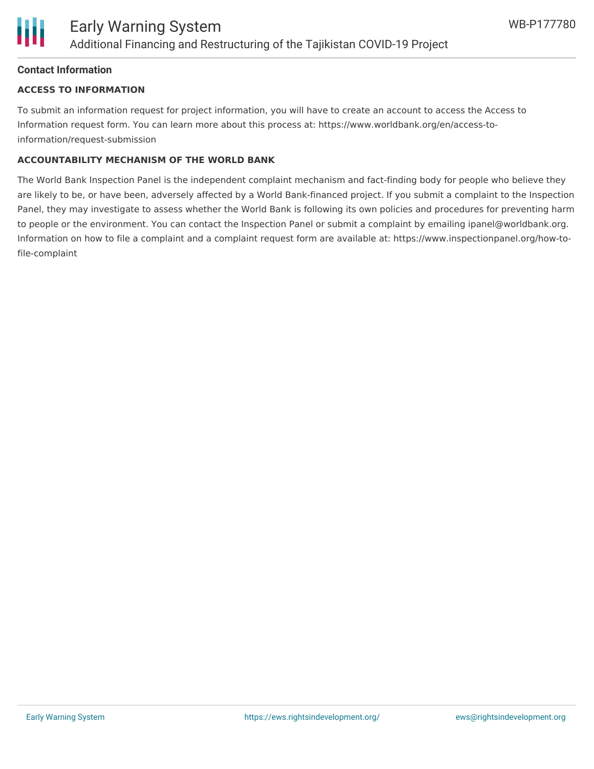## Contact Information

### ACCESS TO INFORMATION

To submit an information request for project information, you will have to create an account to access the Access to Information request form. You can learn more about this process at: https://www.worldbank.org/en/access-to-information/request-submission

### ACCOUNTABILITY MECHANISM OF THE WORLD BANK

The World Bank Inspection Panel is the independent complaint mechanism and fact-finding body for people who believe they are likely to be, or have been, adversely affected by a World Bank-financed project. If you submit a complaint to the Inspection Panel, they may investigate to assess whether the World Bank is following its own policies and procedures for preventing harm to people or the environment. You can contact the Inspection Panel or submit a complaint by emailing ipanel@worldbank.org. Information on how to file a complaint and a complaint request form are available at: https://www.inspectionpanel.org/how-to-file-complaint